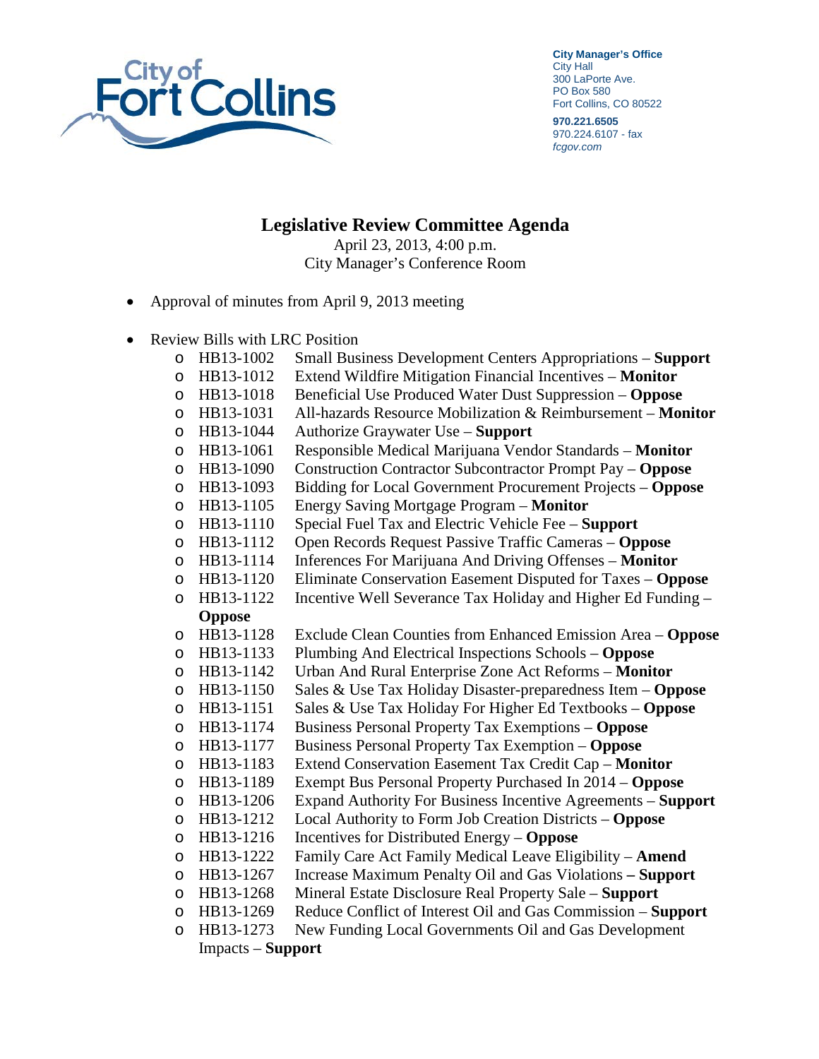City Manager's Office
City Hall
300 LaPorte Ave.
PO Box 580
Fort Collins, CO 80522

**970.221.6505**
970.224.6107 - fax
*fcgov.com*

## Legislative Review Committee Agenda

April 23, 2013, 4:00 p.m.
City Manager's Conference Room

- Approval of minutes from April 9, 2013 meeting

- Review Bills with LRC Position
  - HB13-1002 Small Business Development Centers Appropriations – **Support**
  - HB13-1012 Extend Wildfire Mitigation Financial Incentives – **Monitor**
  - HB13-1018 Beneficial Use Produced Water Dust Suppression – **Oppose**
  - HB13-1031 All-hazards Resource Mobilization & Reimbursement – **Monitor**
  - HB13-1044 Authorize Graywater Use – **Support**
  - HB13-1061 Responsible Medical Marijuana Vendor Standards – **Monitor**
  - HB13-1090 Construction Contractor Subcontractor Prompt Pay – **Oppose**
  - HB13-1093 Bidding for Local Government Procurement Projects – **Oppose**
  - HB13-1105 Energy Saving Mortgage Program – **Monitor**
  - HB13-1110 Special Fuel Tax and Electric Vehicle Fee – **Support**
  - HB13-1112 Open Records Request Passive Traffic Cameras – **Oppose**
  - HB13-1114 Inferences For Marijuana And Driving Offenses – **Monitor**
  - HB13-1120 Eliminate Conservation Easement Disputed for Taxes – **Oppose**
  - HB13-1122 Incentive Well Severance Tax Holiday and Higher Ed Funding – **Oppose**
  - HB13-1128 Exclude Clean Counties from Enhanced Emission Area – **Oppose**
  - HB13-1133 Plumbing And Electrical Inspections Schools – **Oppose**
  - HB13-1142 Urban And Rural Enterprise Zone Act Reforms – **Monitor**
  - HB13-1150 Sales & Use Tax Holiday Disaster-preparedness Item – **Oppose**
  - HB13-1151 Sales & Use Tax Holiday For Higher Ed Textbooks – **Oppose**
  - HB13-1174 Business Personal Property Tax Exemptions – **Oppose**
  - HB13-1177 Business Personal Property Tax Exemption – **Oppose**
  - HB13-1183 Extend Conservation Easement Tax Credit Cap – **Monitor**
  - HB13-1189 Exempt Bus Personal Property Purchased In 2014 – **Oppose**
  - HB13-1206 Expand Authority For Business Incentive Agreements – **Support**
  - HB13-1212 Local Authority to Form Job Creation Districts – **Oppose**
  - HB13-1216 Incentives for Distributed Energy – **Oppose**
  - HB13-1222 Family Care Act Family Medical Leave Eligibility – **Amend**
  - HB13-1267 Increase Maximum Penalty Oil and Gas Violations **– Support**
  - HB13-1268 Mineral Estate Disclosure Real Property Sale – **Support**
  - HB13-1269 Reduce Conflict of Interest Oil and Gas Commission – **Support**
  - HB13-1273 New Funding Local Governments Oil and Gas Development Impacts – **Support**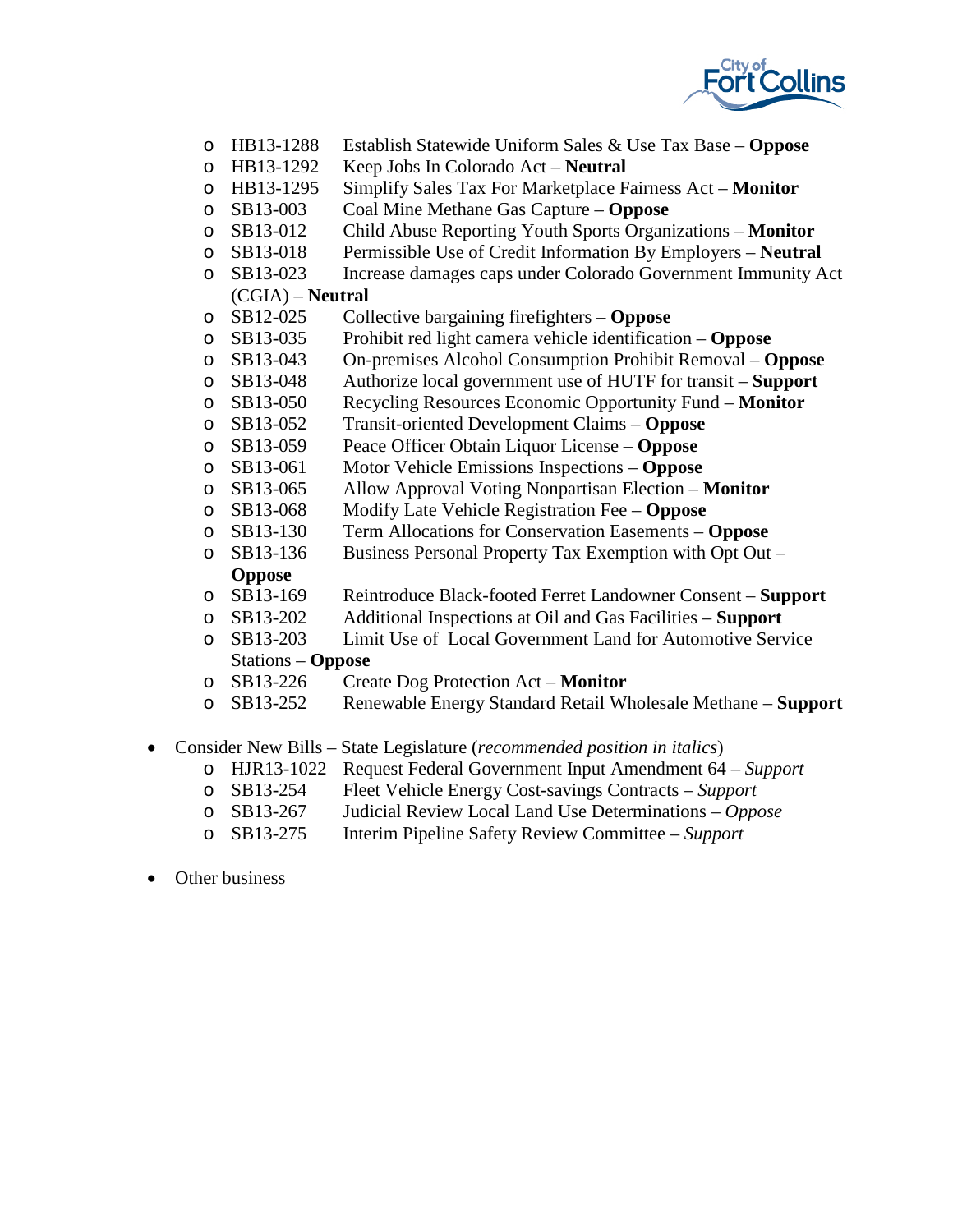- HB13-1288 Establish Statewide Uniform Sales & Use Tax Base – **Oppose**
- HB13-1292 Keep Jobs In Colorado Act – **Neutral**
- HB13-1295 Simplify Sales Tax For Marketplace Fairness Act – **Monitor**
- SB13-003 Coal Mine Methane Gas Capture – **Oppose**
- SB13-012 Child Abuse Reporting Youth Sports Organizations – **Monitor**
- SB13-018 Permissible Use of Credit Information By Employers – **Neutral**
- SB13-023 Increase damages caps under Colorado Government Immunity Act (CGIA) – **Neutral**
- SB12-025 Collective bargaining firefighters – **Oppose**
- SB13-035 Prohibit red light camera vehicle identification – **Oppose**
- SB13-043 On-premises Alcohol Consumption Prohibit Removal – **Oppose**
- SB13-048 Authorize local government use of HUTF for transit – **Support**
- SB13-050 Recycling Resources Economic Opportunity Fund – **Monitor**
- SB13-052 Transit-oriented Development Claims – **Oppose**
- SB13-059 Peace Officer Obtain Liquor License – **Oppose**
- SB13-061 Motor Vehicle Emissions Inspections – **Oppose**
- SB13-065 Allow Approval Voting Nonpartisan Election – **Monitor**
- SB13-068 Modify Late Vehicle Registration Fee – **Oppose**
- SB13-130 Term Allocations for Conservation Easements – **Oppose**
- SB13-136 Business Personal Property Tax Exemption with Opt Out – **Oppose**
- SB13-169 Reintroduce Black-footed Ferret Landowner Consent – **Support**
- SB13-202 Additional Inspections at Oil and Gas Facilities – **Support**
- SB13-203 Limit Use of Local Government Land for Automotive Service Stations – **Oppose**
- SB13-226 Create Dog Protection Act – **Monitor**
- SB13-252 Renewable Energy Standard Retail Wholesale Methane – **Support**

- Consider New Bills – State Legislature (*recommended position in italics*)
  - HJR13-1022 Request Federal Government Input Amendment 64 – *Support*
  - SB13-254 Fleet Vehicle Energy Cost-savings Contracts – *Support*
  - SB13-267 Judicial Review Local Land Use Determinations – *Oppose*
  - SB13-275 Interim Pipeline Safety Review Committee – *Support*

- Other business